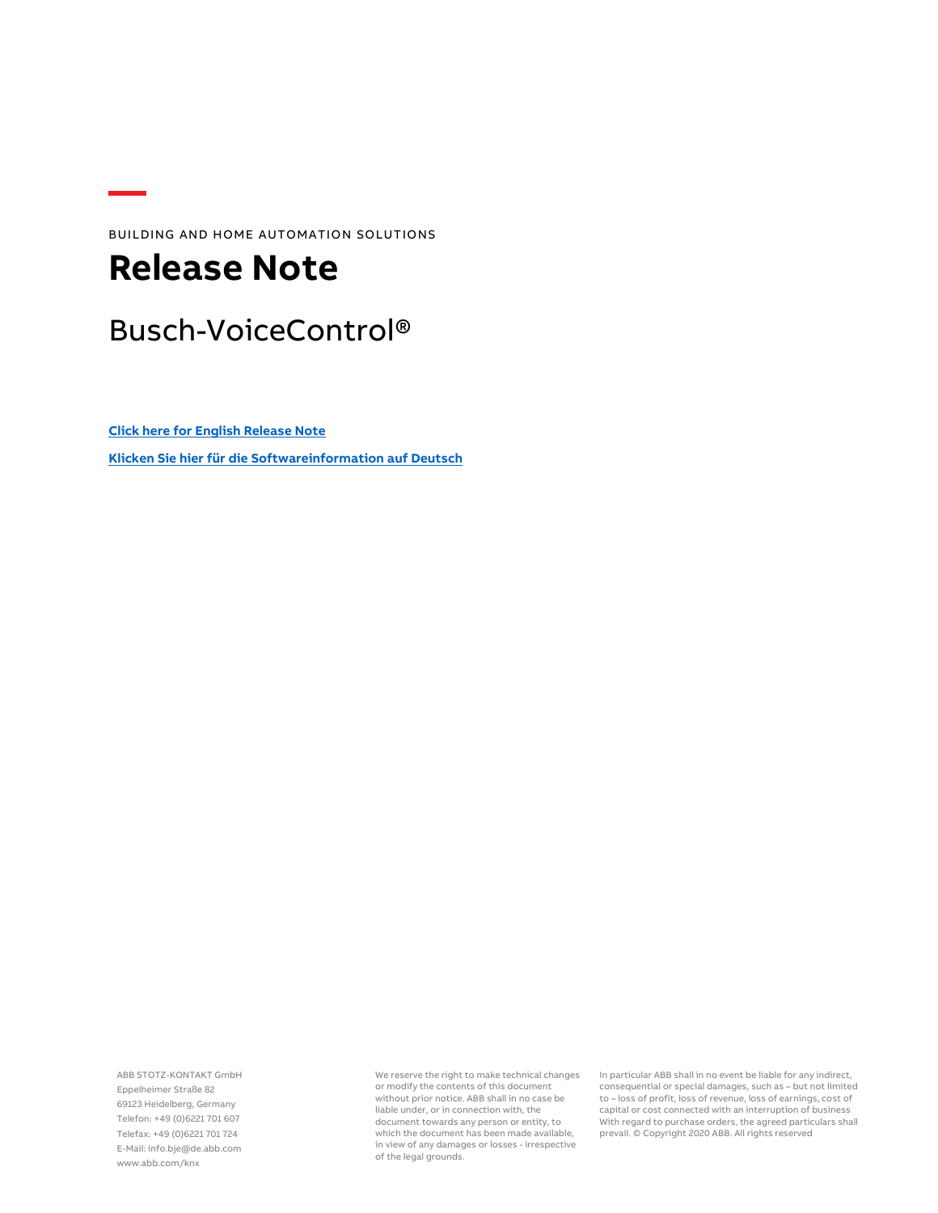BUILDING AND HOME AUTOMATION SOLUTIONS

# Release Note

## Busch-VoiceControl®

**Click here for English Release Note**

**Klicken Sie hier für die Softwareinformation auf Deutsch**

ABB STOTZ-KONTAKT GmbH
Eppelheimer Straße 82
69123 Heidelberg, Germany
Telefon: +49 (0)6221 701 607
Telefax: +49 (0)6221 701 724
E-Mail: info.bje@de.abb.com
www.abb.com/knx

We reserve the right to make technical changes or modify the contents of this document without prior notice. ABB shall in no case be liable under, or in connection with, the document towards any person or entity, to which the document has been made available, in view of any damages or losses - irrespective of the legal grounds.

In particular ABB shall in no event be liable for any indirect, consequential or special damages, such as – but not limited to – loss of profit, loss of revenue, loss of earnings, cost of capital or cost connected with an interruption of business With regard to purchase orders, the agreed particulars shall prevail. © Copyright 2020 ABB. All rights reserved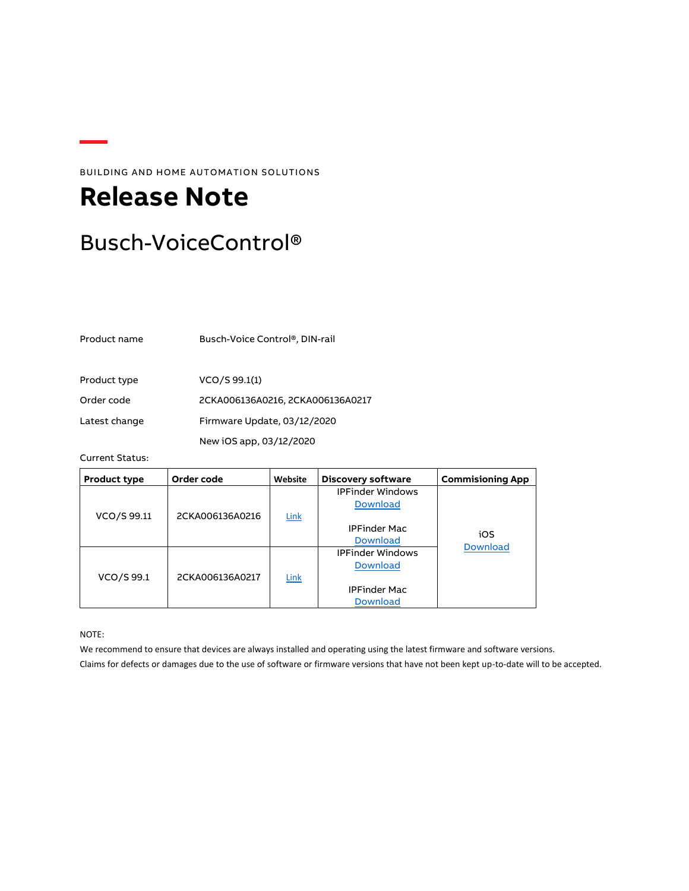BUILDING AND HOME AUTOMATION SOLUTIONS

# Release Note

## Busch-VoiceControl®

| | |
|---|---|
| Product name | Busch-Voice Control®, DIN-rail |
| Product type | VCO/S 99.1(1) |
| Order code | 2CKA006136A0216, 2CKA006136A0217 |
| Latest change | Firmware Update, 03/12/2020 |
| | New iOS app, 03/12/2020 |

Current Status:

| Product type | Order code | Website | Discovery software | Commisioning App |
|---|---|---|---|---|
| VCO/S 99.11 | 2CKA006136A0216 | Link | IPFinder Windows Download<br><br>IPFinder Mac Download | iOS Download |
| VCO/S 99.1 | 2CKA006136A0217 | Link | IPFinder Windows Download<br><br>IPFinder Mac Download | |

NOTE:

We recommend to ensure that devices are always installed and operating using the latest firmware and software versions.

Claims for defects or damages due to the use of software or firmware versions that have not been kept up-to-date will to be accepted.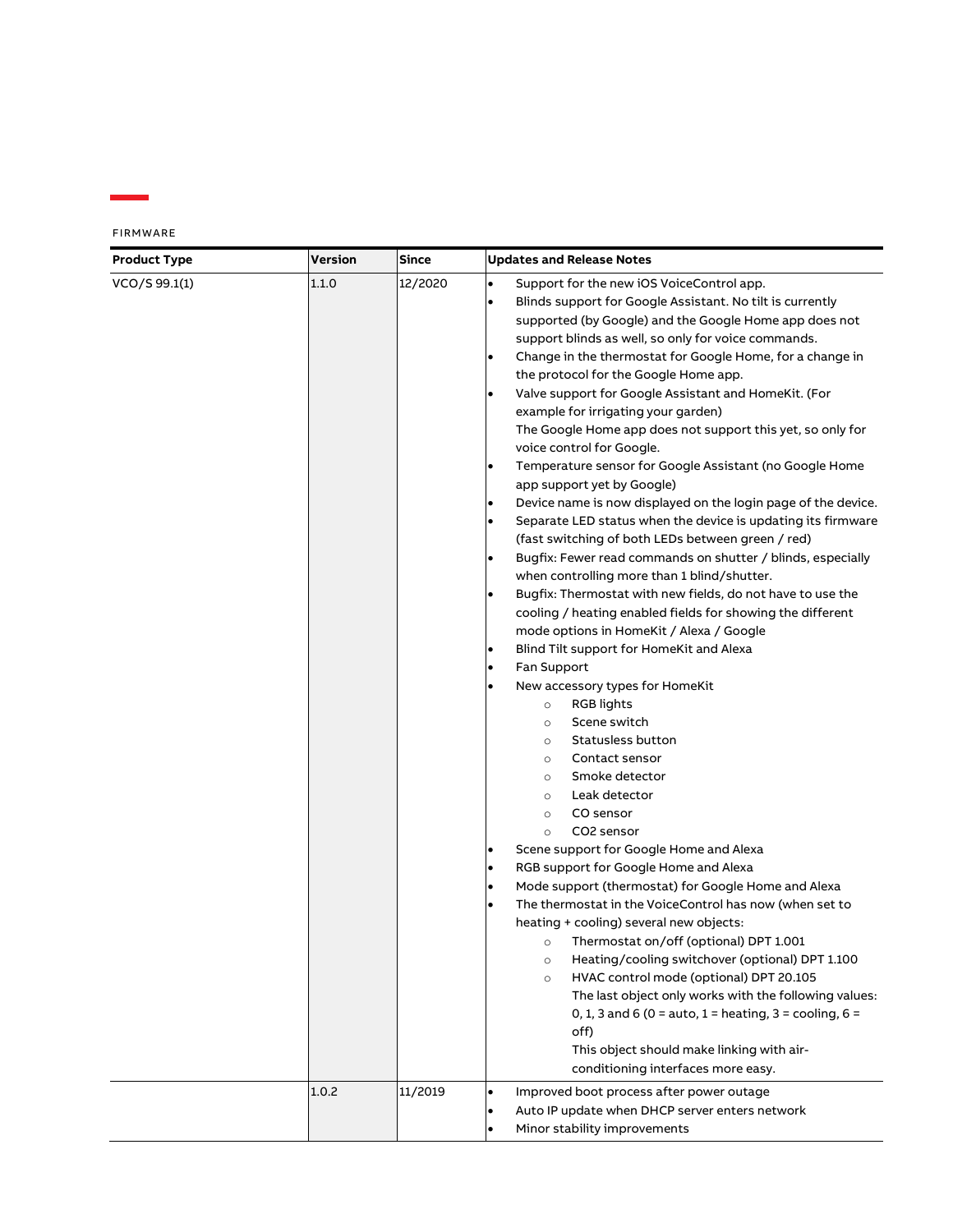FIRMWARE

| Product Type | Version | Since | Updates and Release Notes |
|---|---|---|---|
| VCO/S 99.1(1) | 1.1.0 | 12/2020 | • Support for the new iOS VoiceControl app.<br>• Blinds support for Google Assistant. No tilt is currently supported (by Google) and the Google Home app does not support blinds as well, so only for voice commands.<br>• Change in the thermostat for Google Home, for a change in the protocol for the Google Home app.<br>• Valve support for Google Assistant and HomeKit. (For example for irrigating your garden)<br>The Google Home app does not support this yet, so only for voice control for Google.<br>• Temperature sensor for Google Assistant (no Google Home app support yet by Google)<br>• Device name is now displayed on the login page of the device.<br>• Separate LED status when the device is updating its firmware (fast switching of both LEDs between green / red)<br>• Bugfix: Fewer read commands on shutter / blinds, especially when controlling more than 1 blind/shutter.<br>• Bugfix: Thermostat with new fields, do not have to use the cooling / heating enabled fields for showing the different mode options in HomeKit / Alexa / Google<br>• Blind Tilt support for HomeKit and Alexa<br>• Fan Support<br>• New accessory types for HomeKit<br>&nbsp;&nbsp;&nbsp;&nbsp;○ RGB lights<br>&nbsp;&nbsp;&nbsp;&nbsp;○ Scene switch<br>&nbsp;&nbsp;&nbsp;&nbsp;○ Statusless button<br>&nbsp;&nbsp;&nbsp;&nbsp;○ Contact sensor<br>&nbsp;&nbsp;&nbsp;&nbsp;○ Smoke detector<br>&nbsp;&nbsp;&nbsp;&nbsp;○ Leak detector<br>&nbsp;&nbsp;&nbsp;&nbsp;○ CO sensor<br>&nbsp;&nbsp;&nbsp;&nbsp;○ CO2 sensor<br>• Scene support for Google Home and Alexa<br>• RGB support for Google Home and Alexa<br>• Mode support (thermostat) for Google Home and Alexa<br>• The thermostat in the VoiceControl has now (when set to heating + cooling) several new objects:<br>&nbsp;&nbsp;&nbsp;&nbsp;○ Thermostat on/off (optional) DPT 1.001<br>&nbsp;&nbsp;&nbsp;&nbsp;○ Heating/cooling switchover (optional) DPT 1.100<br>&nbsp;&nbsp;&nbsp;&nbsp;○ HVAC control mode (optional) DPT 20.105<br>&nbsp;&nbsp;&nbsp;&nbsp;The last object only works with the following values: 0, 1, 3 and 6 (0 = auto, 1 = heating, 3 = cooling, 6 = off)<br>&nbsp;&nbsp;&nbsp;&nbsp;This object should make linking with air-conditioning interfaces more easy. |
| | 1.0.2 | 11/2019 | • Improved boot process after power outage<br>• Auto IP update when DHCP server enters network<br>• Minor stability improvements |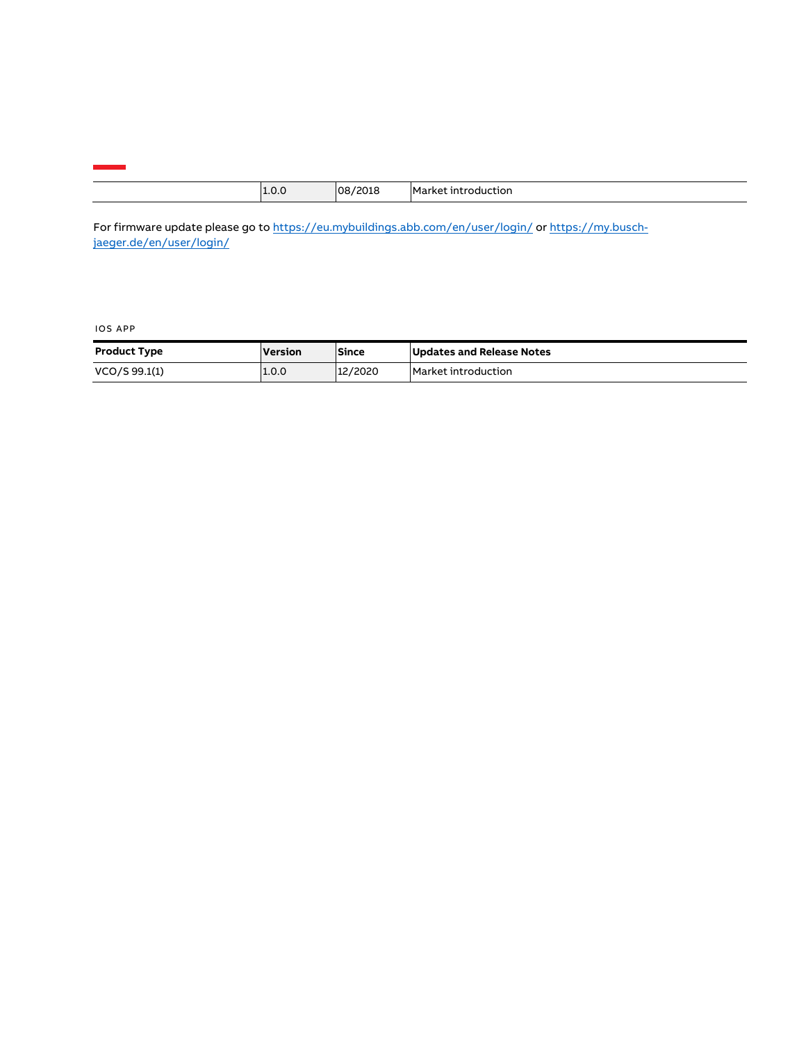| | 1.0.0 | 08/2018 | Market introduction |
|---|---|---|---|

For firmware update please go to https://eu.mybuildings.abb.com/en/user/login/ or https://my.busch-jaeger.de/en/user/login/

IOS APP

| Product Type | Version | Since | Updates and Release Notes |
|---|---|---|---|
| VCO/S 99.1(1) | 1.0.0 | 12/2020 | Market introduction |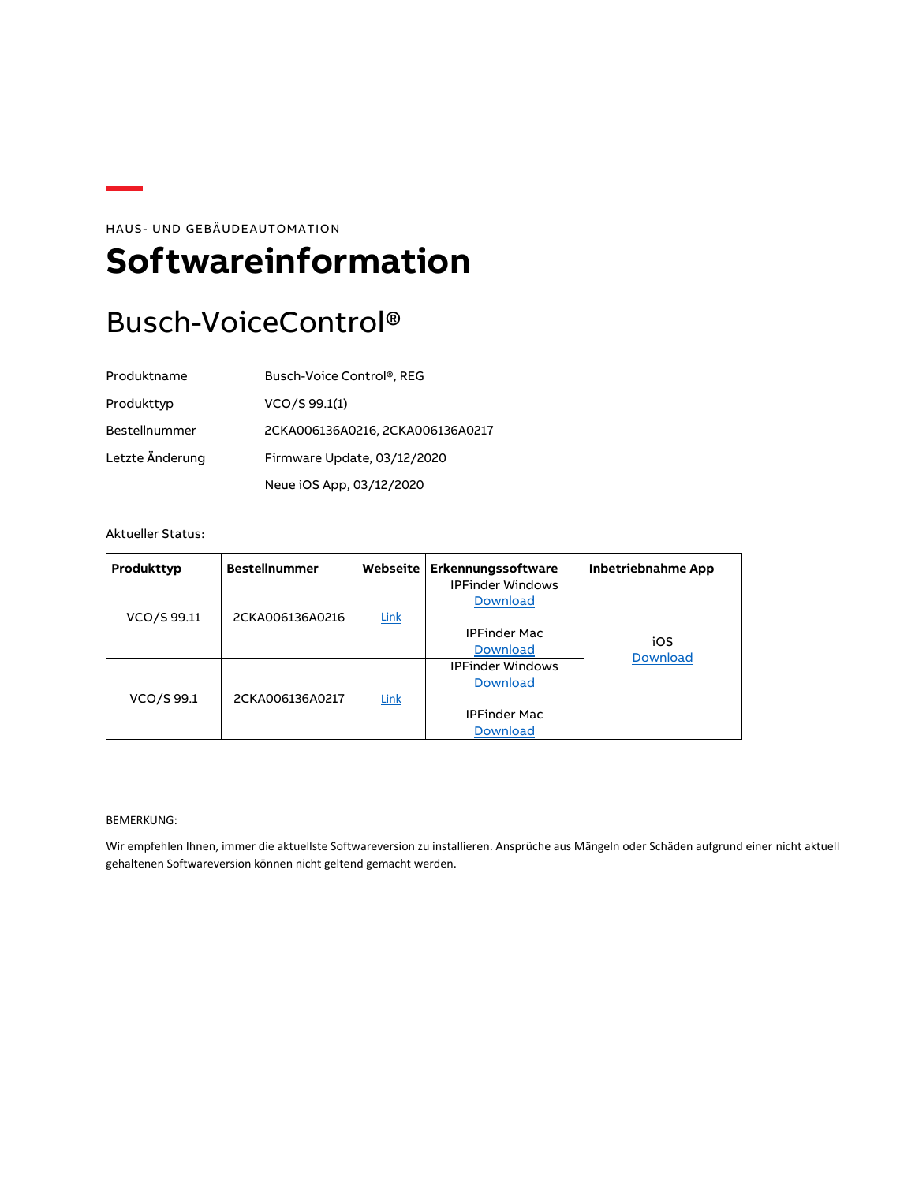HAUS- UND GEBÄUDEAUTOMATION

# Softwareinformation

## Busch-VoiceControl®

| | |
|---|---|
| Produktname | Busch-Voice Control®, REG |
| Produkttyp | VCO/S 99.1(1) |
| Bestellnummer | 2CKA006136A0216, 2CKA006136A0217 |
| Letzte Änderung | Firmware Update, 03/12/2020 |
| | Neue iOS App, 03/12/2020 |

Aktueller Status:

| Produkttyp | Bestellnummer | Webseite | Erkennungssoftware | Inbetriebnahme App |
|---|---|---|---|---|
| VCO/S 99.11 | 2CKA006136A0216 | Link | IPFinder Windows Download<br><br>IPFinder Mac Download | iOS Download |
| VCO/S 99.1 | 2CKA006136A0217 | Link | IPFinder Windows Download<br><br>IPFinder Mac Download | |

BEMERKUNG:

Wir empfehlen Ihnen, immer die aktuellste Softwareversion zu installieren. Ansprüche aus Mängeln oder Schäden aufgrund einer nicht aktuell gehaltenen Softwareversion können nicht geltend gemacht werden.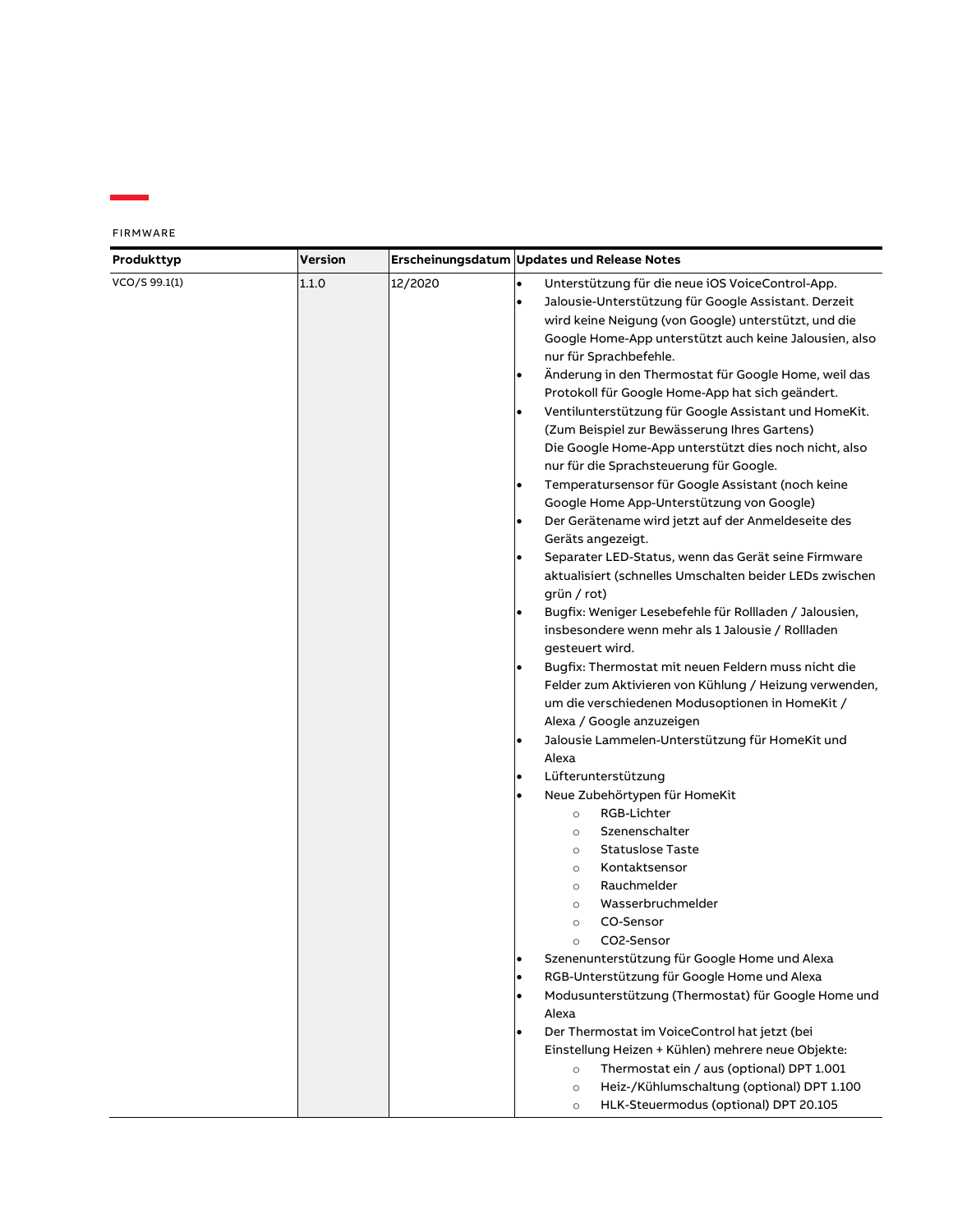FIRMWARE

| Produkttyp | Version | Erscheinungsdatum | Updates und Release Notes |
|---|---|---|---|
| VCO/S 99.1(1) | 1.1.0 | 12/2020 | • Unterstützung für die neue iOS VoiceControl-App.<br>• Jalousie-Unterstützung für Google Assistant. Derzeit wird keine Neigung (von Google) unterstützt, und die Google Home-App unterstützt auch keine Jalousien, also nur für Sprachbefehle.<br>• Änderung in den Thermostat für Google Home, weil das Protokoll für Google Home-App hat sich geändert.<br>• Ventilunterstützung für Google Assistant und HomeKit. (Zum Beispiel zur Bewässerung Ihres Gartens) Die Google Home-App unterstützt dies noch nicht, also nur für die Sprachsteuerung für Google.<br>• Temperatursensor für Google Assistant (noch keine Google Home App-Unterstützung von Google)<br>• Der Gerätename wird jetzt auf der Anmeldeseite des Geräts angezeigt.<br>• Separater LED-Status, wenn das Gerät seine Firmware aktualisiert (schnelles Umschalten beider LEDs zwischen grün / rot)<br>• Bugfix: Weniger Lesebefehle für Rollladen / Jalousien, insbesondere wenn mehr als 1 Jalousie / Rollladen gesteuert wird.<br>• Bugfix: Thermostat mit neuen Feldern muss nicht die Felder zum Aktivieren von Kühlung / Heizung verwenden, um die verschiedenen Modusoptionen in HomeKit / Alexa / Google anzuzeigen<br>• Jalousie Lammelen-Unterstützung für HomeKit und Alexa<br>• Lüfterunterstützung<br>• Neue Zubehörtypen für HomeKit<br>&nbsp;&nbsp;&nbsp;&nbsp;○ RGB-Lichter<br>&nbsp;&nbsp;&nbsp;&nbsp;○ Szenenschalter<br>&nbsp;&nbsp;&nbsp;&nbsp;○ Statuslose Taste<br>&nbsp;&nbsp;&nbsp;&nbsp;○ Kontaktsensor<br>&nbsp;&nbsp;&nbsp;&nbsp;○ Rauchmelder<br>&nbsp;&nbsp;&nbsp;&nbsp;○ Wasserbruchmelder<br>&nbsp;&nbsp;&nbsp;&nbsp;○ CO-Sensor<br>&nbsp;&nbsp;&nbsp;&nbsp;○ CO2-Sensor<br>• Szenenunterstützung für Google Home und Alexa<br>• RGB-Unterstützung für Google Home und Alexa<br>• Modusunterstützung (Thermostat) für Google Home und Alexa<br>• Der Thermostat im VoiceControl hat jetzt (bei Einstellung Heizen + Kühlen) mehrere neue Objekte:<br>&nbsp;&nbsp;&nbsp;&nbsp;○ Thermostat ein / aus (optional) DPT 1.001<br>&nbsp;&nbsp;&nbsp;&nbsp;○ Heiz-/Kühlumschaltung (optional) DPT 1.100<br>&nbsp;&nbsp;&nbsp;&nbsp;○ HLK-Steuermodus (optional) DPT 20.105 |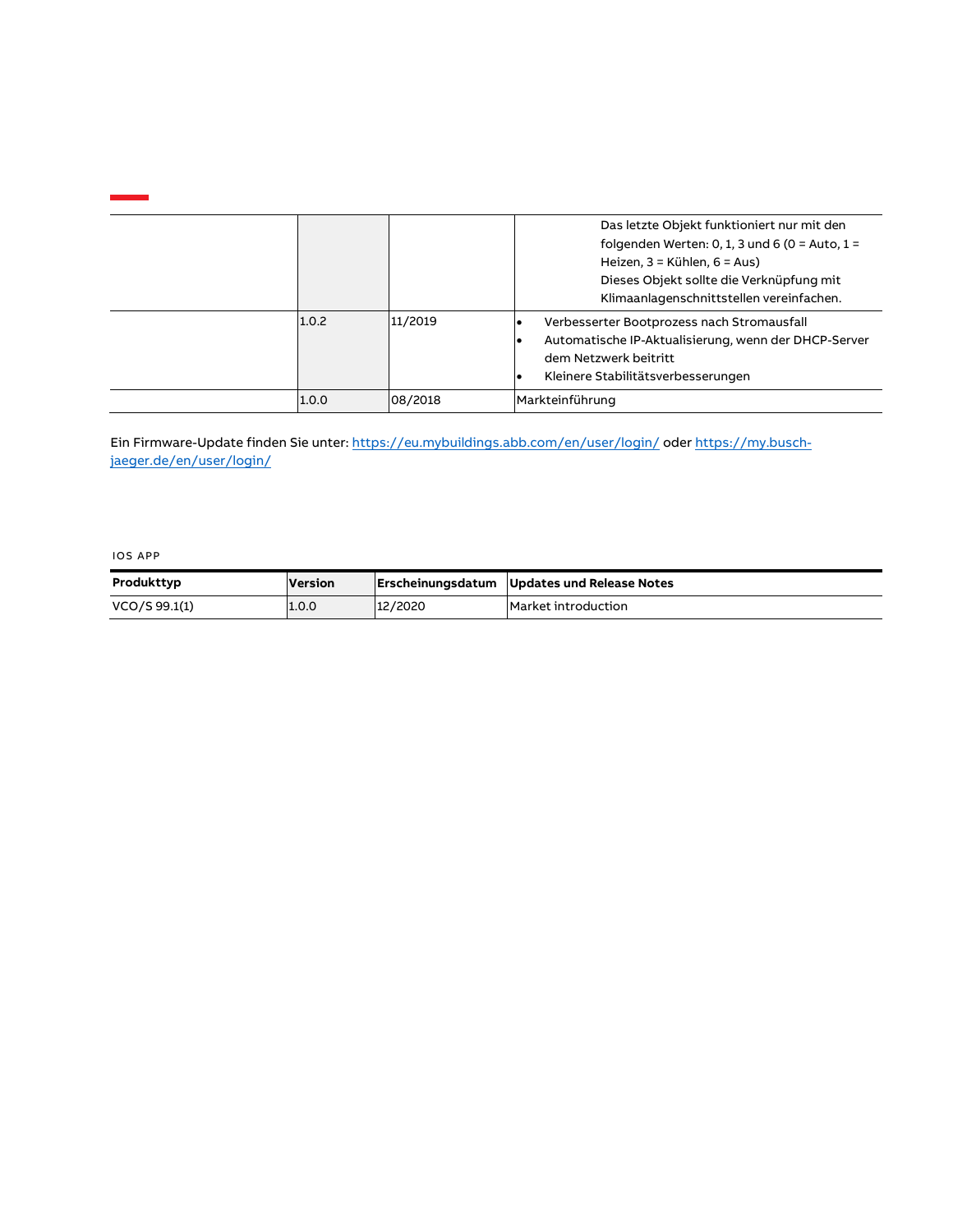| | | | |
|---|---|---|---|
| | | | Das letzte Objekt funktioniert nur mit den folgenden Werten: 0, 1, 3 und 6 (0 = Auto, 1 = Heizen, 3 = Kühlen, 6 = Aus) Dieses Objekt sollte die Verknüpfung mit Klimaanlagenschnittstellen vereinfachen. |
| | 1.0.2 | 11/2019 | • Verbesserter Bootprozess nach Stromausfall<br>• Automatische IP-Aktualisierung, wenn der DHCP-Server dem Netzwerk beitritt<br>• Kleinere Stabilitätsverbesserungen |
| | 1.0.0 | 08/2018 | Markteinführung |

Ein Firmware-Update finden Sie unter: https://eu.mybuildings.abb.com/en/user/login/ oder https://my.busch-jaeger.de/en/user/login/

IOS APP

| Produkttyp | Version | Erscheinungsdatum | Updates und Release Notes |
|---|---|---|---|
| VCO/S 99.1(1) | 1.0.0 | 12/2020 | Market introduction |